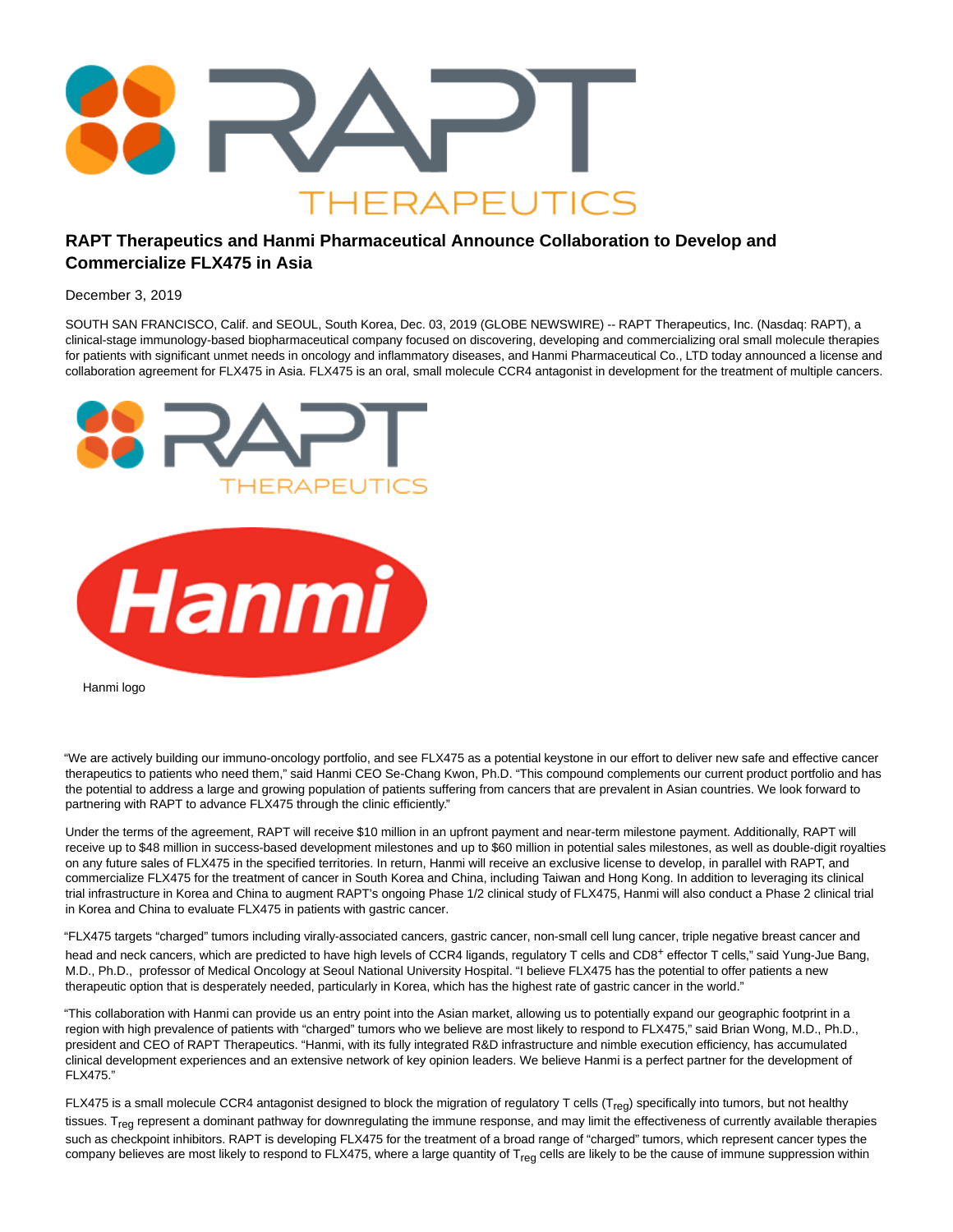# RAPT Therapeutics and Hanmi Pharmaceutical Announce Collaboration to Develop and Commercialize FLX475 in Asia

December 3, 2019

SOUTH SAN FRANCISCO, Calif. and SEOUL, South Korea, Dec. 03, 2019 (GLOBE NEWSWIRE) -- RAPT Therapeutics, Inc. (Nasdaq: RAPT), a clinical-stage immunology-based biopharmaceutical company focused on discovering, developing and commercializing oral small molecule therapies for patients with significant unmet needs in oncology and inflammatory diseases, and Hanmi Pharmaceutical Co., LTD today announced a license and collaboration agreement for FLX475 in Asia. FLX475 is an oral, small molecule CCR4 antagonist in development for the treatment of multiple cancers.

Hanmi logo

"We are actively building our immuno-oncology portfolio, and see FLX475 as a potential keystone in our effort to deliver new safe and effective cancer therapeutics to patients who need them," said Hanmi CEO Se-Chang Kwon, Ph.D. "This compound complements our current product portfolio and has the potential to address a large and growing population of patients suffering from cancers that are prevalent in Asian countries. We look forward to partnering with RAPT to advance FLX475 through the clinic efficiently."

Under the terms of the agreement, RAPT will receive $10 million in an upfront payment and near-term milestone payment. Additionally, RAPT will receive up to $48 million in success-based development milestones and up to $60 million in potential sales milestones, as well as double-digit royalties on any future sales of FLX475 in the specified territories. In return, Hanmi will receive an exclusive license to develop, in parallel with RAPT, and commercialize FLX475 for the treatment of cancer in South Korea and China, including Taiwan and Hong Kong. In addition to leveraging its clinical trial infrastructure in Korea and China to augment RAPT's ongoing Phase 1/2 clinical study of FLX475, Hanmi will also conduct a Phase 2 clinical trial in Korea and China to evaluate FLX475 in patients with gastric cancer.

"FLX475 targets "charged" tumors including virally-associated cancers, gastric cancer, non-small cell lung cancer, triple negative breast cancer and head and neck cancers, which are predicted to have high levels of CCR4 ligands, regulatory T cells and $CD8^+$ effector T cells," said Yung-Jue Bang, M.D., Ph.D., professor of Medical Oncology at Seoul National University Hospital. "I believe FLX475 has the potential to offer patients a new therapeutic option that is desperately needed, particularly in Korea, which has the highest rate of gastric cancer in the world."

"This collaboration with Hanmi can provide us an entry point into the Asian market, allowing us to potentially expand our geographic footprint in a region with high prevalence of patients with "charged" tumors who we believe are most likely to respond to FLX475," said Brian Wong, M.D., Ph.D., president and CEO of RAPT Therapeutics. "Hanmi, with its fully integrated R&D infrastructure and nimble execution efficiency, has accumulated clinical development experiences and an extensive network of key opinion leaders. We believe Hanmi is a perfect partner for the development of FLX475."

FLX475 is a small molecule CCR4 antagonist designed to block the migration of regulatory T cells ($T_{reg}$) specifically into tumors, but not healthy tissues. $T_{reg}$ represent a dominant pathway for downregulating the immune response, and may limit the effectiveness of currently available therapies such as checkpoint inhibitors. RAPT is developing FLX475 for the treatment of a broad range of "charged" tumors, which represent cancer types the company believes are most likely to respond to FLX475, where a large quantity of $T_{reg}$ cells are likely to be the cause of immune suppression within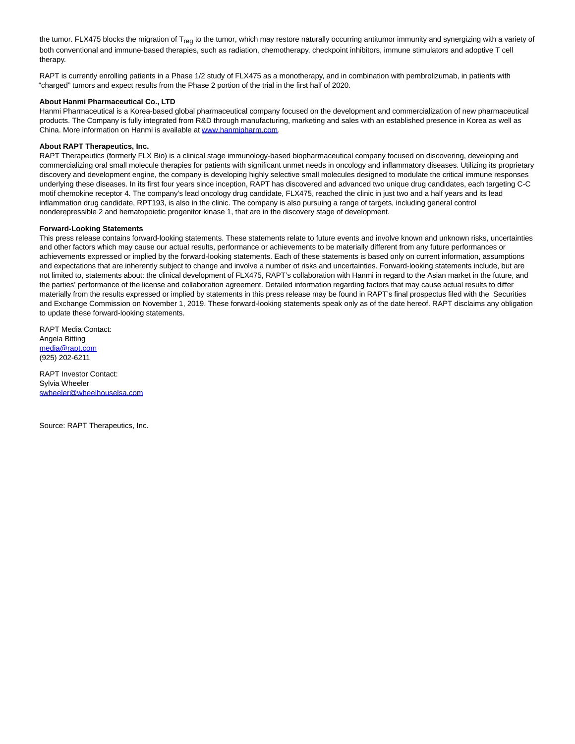the tumor. FLX475 blocks the migration of $T_{reg}$ to the tumor, which may restore naturally occurring antitumor immunity and synergizing with a variety of both conventional and immune-based therapies, such as radiation, chemotherapy, checkpoint inhibitors, immune stimulators and adoptive T cell therapy.

RAPT is currently enrolling patients in a Phase 1/2 study of FLX475 as a monotherapy, and in combination with pembrolizumab, in patients with "charged" tumors and expect results from the Phase 2 portion of the trial in the first half of 2020.

**About Hanmi Pharmaceutical Co., LTD**

Hanmi Pharmaceutical is a Korea-based global pharmaceutical company focused on the development and commercialization of new pharmaceutical products. The Company is fully integrated from R&D through manufacturing, marketing and sales with an established presence in Korea as well as China. More information on Hanmi is available at [www.hanmipharm.com](http://www.hanmipharm.com).

**About RAPT Therapeutics, Inc.**

RAPT Therapeutics (formerly FLX Bio) is a clinical stage immunology-based biopharmaceutical company focused on discovering, developing and commercializing oral small molecule therapies for patients with significant unmet needs in oncology and inflammatory diseases. Utilizing its proprietary discovery and development engine, the company is developing highly selective small molecules designed to modulate the critical immune responses underlying these diseases. In its first four years since inception, RAPT has discovered and advanced two unique drug candidates, each targeting C-C motif chemokine receptor 4. The company's lead oncology drug candidate, FLX475, reached the clinic in just two and a half years and its lead inflammation drug candidate, RPT193, is also in the clinic. The company is also pursuing a range of targets, including general control nonderepressible 2 and hematopoietic progenitor kinase 1, that are in the discovery stage of development.

**Forward-Looking Statements**

This press release contains forward-looking statements. These statements relate to future events and involve known and unknown risks, uncertainties and other factors which may cause our actual results, performance or achievements to be materially different from any future performances or achievements expressed or implied by the forward-looking statements. Each of these statements is based only on current information, assumptions and expectations that are inherently subject to change and involve a number of risks and uncertainties. Forward-looking statements include, but are not limited to, statements about: the clinical development of FLX475, RAPT's collaboration with Hanmi in regard to the Asian market in the future, and the parties' performance of the license and collaboration agreement. Detailed information regarding factors that may cause actual results to differ materially from the results expressed or implied by statements in this press release may be found in RAPT's final prospectus filed with the Securities and Exchange Commission on November 1, 2019. These forward-looking statements speak only as of the date hereof. RAPT disclaims any obligation to update these forward-looking statements.

RAPT Media Contact:
Angela Bitting
[media@rapt.com](mailto:media@rapt.com)
(925) 202-6211

RAPT Investor Contact:
Sylvia Wheeler
[swheeler@wheelhouselsa.com](mailto:swheeler@wheelhouselsa.com)

Source: RAPT Therapeutics, Inc.